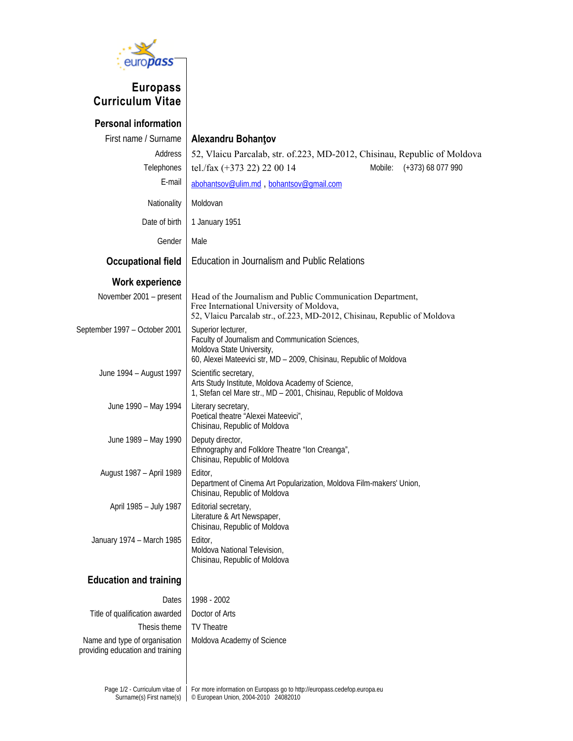# Europass Curriculum Vitae

## Personal information

**First name / Surname:** **Alexandru Bohanţov**

**Address:** 52, Vlaicu Parcalab, str. of.223, MD-2012, Chisinau, Republic of Moldova

**Telephones:** tel./fax (+373 22) 22 00 14 Mobile: (+373) 68 077 990

**E-mail:** abohantsov@ulim.md , bohantsov@gmail.com

**Nationality:** Moldovan

**Date of birth:** 1 January 1951

**Gender:** Male

## Occupational field

Education in Journalism and Public Relations

## Work experience

**November 2001 – present**
Head of the Journalism and Public Communication Department,
Free International University of Moldova,
52, Vlaicu Parcalab str., of.223, MD-2012, Chisinau, Republic of Moldova

**September 1997 – October 2001**
Superior lecturer,
Faculty of Journalism and Communication Sciences,
Moldova State University,
60, Alexei Mateevici str, MD – 2009, Chisinau, Republic of Moldova

**June 1994 – August 1997**
Scientific secretary,
Arts Study Institute, Moldova Academy of Science,
1, Stefan cel Mare str., MD – 2001, Chisinau, Republic of Moldova

**June 1990 – May 1994**
Literary secretary,
Poetical theatre "Alexei Mateevici",
Chisinau, Republic of Moldova

**June 1989 – May 1990**
Deputy director,
Ethnography and Folklore Theatre "Ion Creanga",
Chisinau, Republic of Moldova

**August 1987 – April 1989**
Editor,
Department of Cinema Art Popularization, Moldova Film-makers' Union,
Chisinau, Republic of Moldova

**April 1985 – July 1987**
Editorial secretary,
Literature & Art Newspaper,
Chisinau, Republic of Moldova

**January 1974 – March 1985**
Editor,
Moldova National Television,
Chisinau, Republic of Moldova

## Education and training

**Dates:** 1998 - 2002

**Title of qualification awarded:** Doctor of Arts

**Thesis theme:** TV Theatre

**Name and type of organisation providing education and training:** Moldova Academy of Science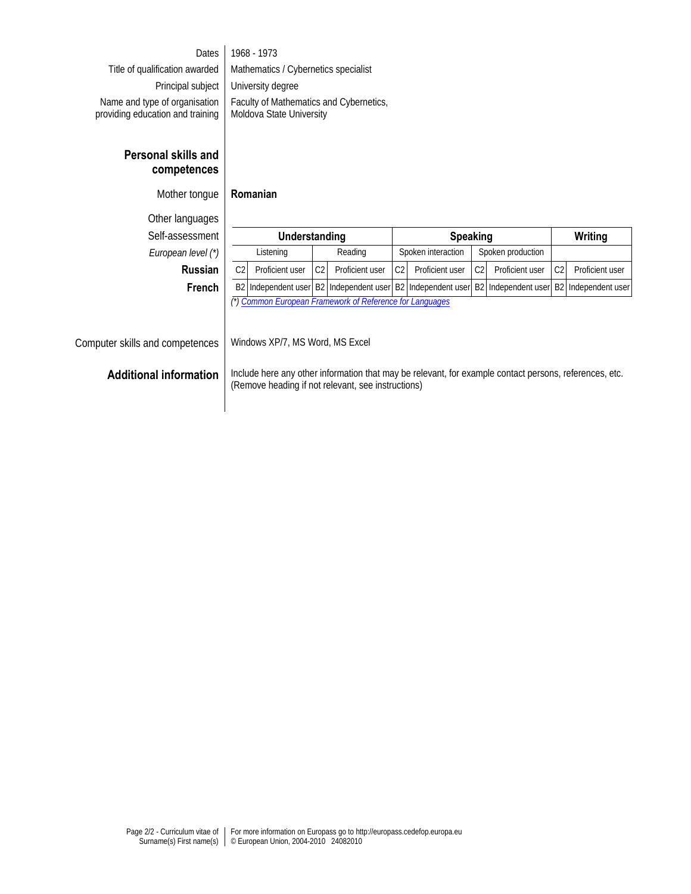| | |
|---|---|
| Dates | 1968 - 1973 |
| Title of qualification awarded | Mathematics / Cybernetics specialist |
| Principal subject | University degree |
| Name and type of organisation providing education and training | Faculty of Mathematics and Cybernetics, Moldova State University |

## Personal skills and competences

Mother tongue: **Romanian**

Other languages

| Self-assessment | Understanding | | | | Speaking | | | | Writing | |
|---|---|---|---|---|---|---|---|---|---|---|
| *European level (\*)* | Listening | | Reading | | Spoken interaction | | Spoken production | | | |
| **Russian** | C2 | Proficient user | C2 | Proficient user | C2 | Proficient user | C2 | Proficient user | C2 | Proficient user |
| **French** | B2 | Independent user | B2 | Independent user | B2 | Independent user | B2 | Independent user | B2 | Independent user |

*(\*) Common European Framework of Reference for Languages*

Computer skills and competences: Windows XP/7, MS Word, MS Excel

**Additional information**

Include here any other information that may be relevant, for example contact persons, references, etc. (Remove heading if not relevant, see instructions)